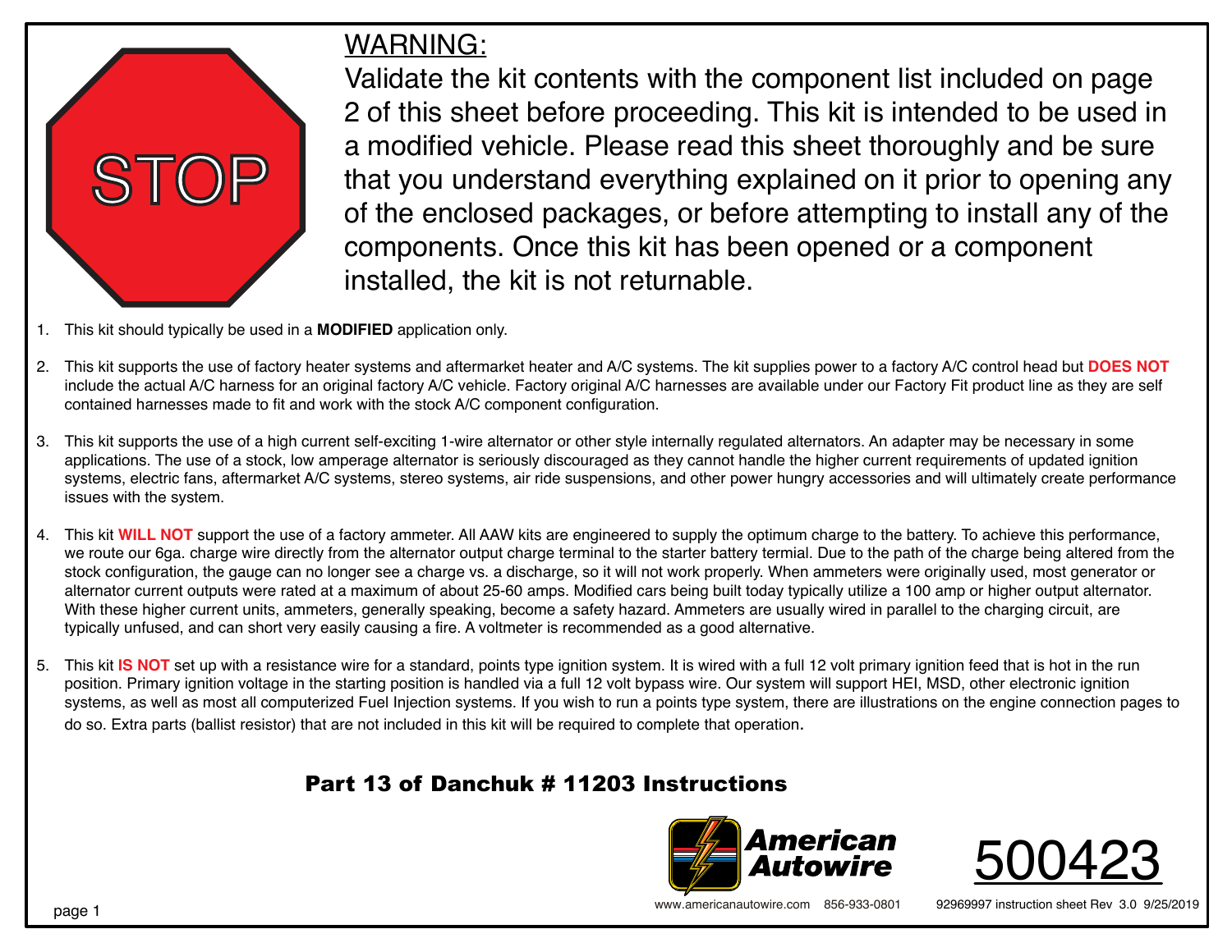STOP

## WARNING:

Validate the kit contents with the component list included on page 2 of this sheet before proceeding. This kit is intended to be used in a modified vehicle. Please read this sheet thoroughly and be sure that you understand everything explained on it prior to opening any of the enclosed packages, or before attempting to install any of the components. Once this kit has been opened or a component installed, the kit is not returnable.

1. This kit should typically be used in a **MODIFIED** application only.

2. This kit supports the use of factory heater systems and aftermarket heater and A/C systems. The kit supplies power to a factory A/C control head but **DOES NOT** include the actual A/C harness for an original factory A/C vehicle. Factory original A/C harnesses are available under our Factory Fit product line as they are self contained harnesses made to fit and work with the stock A/C component configuration.

3. This kit supports the use of a high current self-exciting 1-wire alternator or other style internally regulated alternators. An adapter may be necessary in some applications. The use of a stock, low amperage alternator is seriously discouraged as they cannot handle the higher current requirements of updated ignition systems, electric fans, aftermarket A/C systems, stereo systems, air ride suspensions, and other power hungry accessories and will ultimately create performance issues with the system.

4. This kit **WILL NOT** support the use of a factory ammeter. All AAW kits are engineered to supply the optimum charge to the battery. To achieve this performance, we route our 6ga. charge wire directly from the alternator output charge terminal to the starter battery termial. Due to the path of the charge being altered from the stock configuration, the gauge can no longer see a charge vs. a discharge, so it will not work properly. When ammeters were originally used, most generator or alternator current outputs were rated at a maximum of about 25-60 amps. Modified cars being built today typically utilize a 100 amp or higher output alternator. With these higher current units, ammeters, generally speaking, become a safety hazard. Ammeters are usually wired in parallel to the charging circuit, are typically unfused, and can short very easily causing a fire. A voltmeter is recommended as a good alternative.

5. This kit **IS NOT** set up with a resistance wire for a standard, points type ignition system. It is wired with a full 12 volt primary ignition feed that is hot in the run position. Primary ignition voltage in the starting position is handled via a full 12 volt bypass wire. Our system will support HEI, MSD, other electronic ignition systems, as well as most all computerized Fuel Injection systems. If you wish to run a points type system, there are illustrations on the engine connection pages to do so. Extra parts (ballist resistor) that are not included in this kit will be required to complete that operation.

**Part 13 of Danchuk # 11203 Instructions**

American Autowire

500423

www.americanautowire.com 856-933-0801

92969997 instruction sheet Rev 3.0 9/25/2019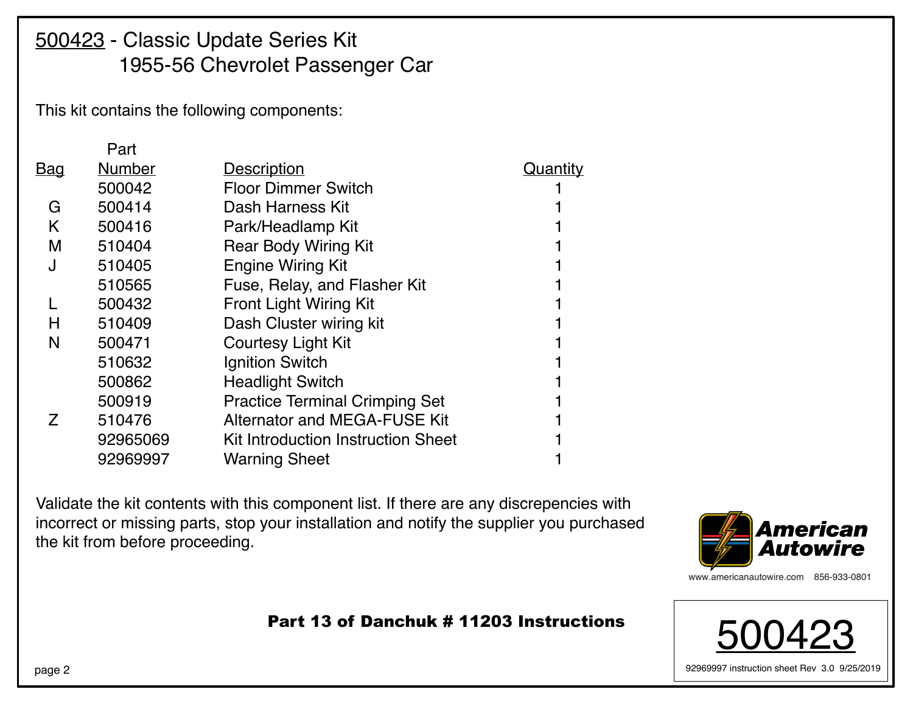# 500423 - Classic Update Series Kit
# 1955-56 Chevrolet Passenger Car

This kit contains the following components:

| Bag | Part Number | Description | Quantity |
|---|---|---|---|
| | 500042 | Floor Dimmer Switch | 1 |
| G | 500414 | Dash Harness Kit | 1 |
| K | 500416 | Park/Headlamp Kit | 1 |
| M | 510404 | Rear Body Wiring Kit | 1 |
| J | 510405 | Engine Wiring Kit | 1 |
| | 510565 | Fuse, Relay, and Flasher Kit | 1 |
| L | 500432 | Front Light Wiring Kit | 1 |
| H | 510409 | Dash Cluster wiring kit | 1 |
| N | 500471 | Courtesy Light Kit | 1 |
| | 510632 | Ignition Switch | 1 |
| | 500862 | Headlight Switch | 1 |
| | 500919 | Practice Terminal Crimping Set | 1 |
| Z | 510476 | Alternator and MEGA-FUSE Kit | 1 |
| | 92965069 | Kit Introduction Instruction Sheet | 1 |
| | 92969997 | Warning Sheet | 1 |

Validate the kit contents with this component list. If there are any discrepencies with incorrect or missing parts, stop your installation and notify the supplier you purchased the kit from before proceeding.

American Autowire

www.americanautowire.com 856-933-0801

**Part 13 of Danchuk # 11203 Instructions**

500423

92969997 instruction sheet Rev 3.0 9/25/2019